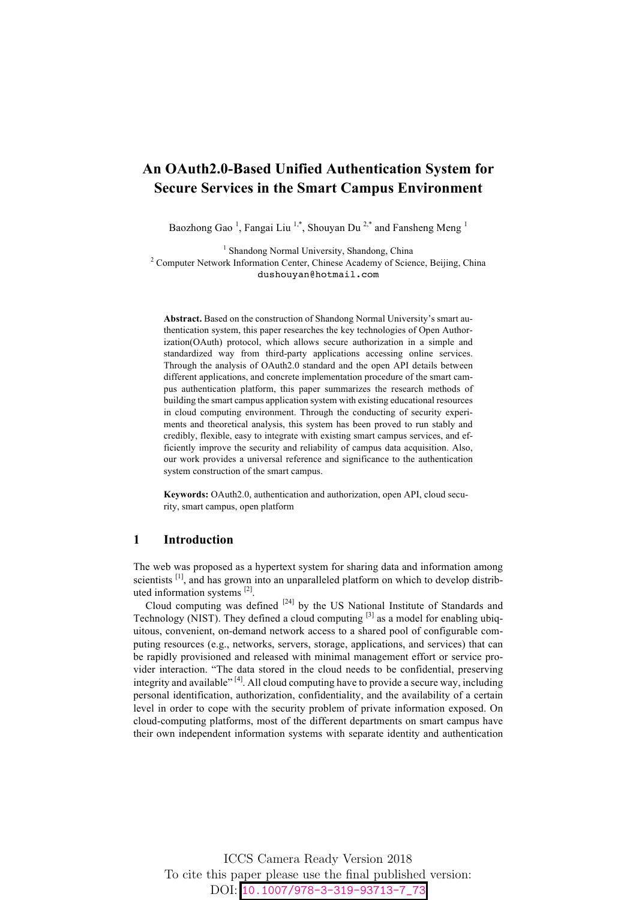# An OAuth2.0-Based Unified Authentication System for Secure Services in the Smart Campus Environment

Baozhong Gao [1], Fangai Liu [1,*], Shouyan Du [2,*] and Fansheng Meng [1]

[1] Shandong Normal University, Shandong, China
[2] Computer Network Information Center, Chinese Academy of Science, Beijing, China
dushouyan@hotmail.com

**Abstract.** Based on the construction of Shandong Normal University's smart authentication system, this paper researches the key technologies of Open Authorization(OAuth) protocol, which allows secure authorization in a simple and standardized way from third-party applications accessing online services. Through the analysis of OAuth2.0 standard and the open API details between different applications, and concrete implementation procedure of the smart campus authentication platform, this paper summarizes the research methods of building the smart campus application system with existing educational resources in cloud computing environment. Through the conducting of security experiments and theoretical analysis, this system has been proved to run stably and credibly, flexible, easy to integrate with existing smart campus services, and efficiently improve the security and reliability of campus data acquisition. Also, our work provides a universal reference and significance to the authentication system construction of the smart campus.

**Keywords:** OAuth2.0, authentication and authorization, open API, cloud security, smart campus, open platform

## 1 Introduction

The web was proposed as a hypertext system for sharing data and information among scientists [1], and has grown into an unparalleled platform on which to develop distributed information systems [2].

Cloud computing was defined [24] by the US National Institute of Standards and Technology (NIST). They defined a cloud computing [3] as a model for enabling ubiquitous, convenient, on-demand network access to a shared pool of configurable computing resources (e.g., networks, servers, storage, applications, and services) that can be rapidly provisioned and released with minimal management effort or service provider interaction. "The data stored in the cloud needs to be confidential, preserving integrity and available" [4]. All cloud computing have to provide a secure way, including personal identification, authorization, confidentiality, and the availability of a certain level in order to cope with the security problem of private information exposed. On cloud-computing platforms, most of the different departments on smart campus have their own independent information systems with separate identity and authentication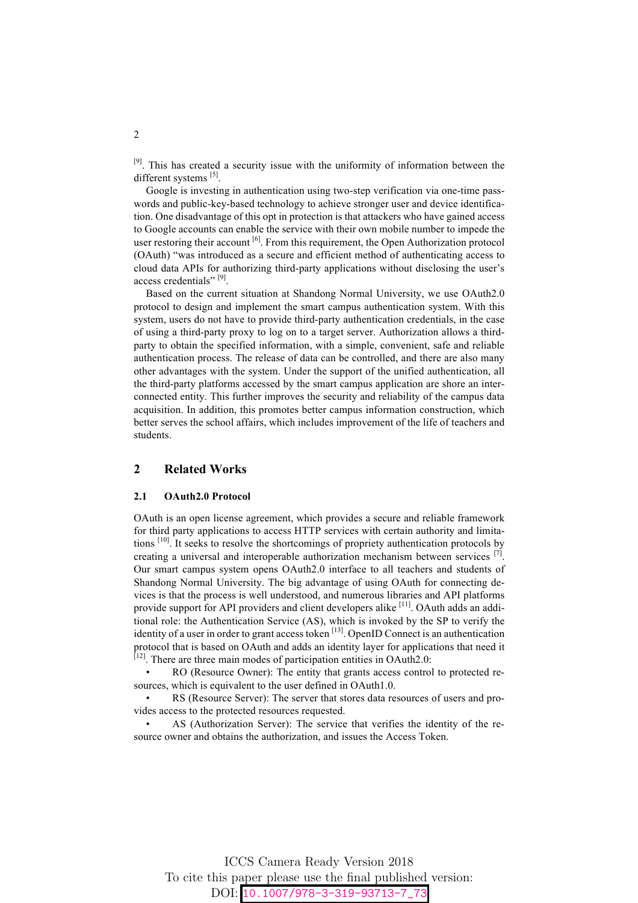[9]. This has created a security issue with the uniformity of information between the different systems [5].

Google is investing in authentication using two-step verification via one-time passwords and public-key-based technology to achieve stronger user and device identification. One disadvantage of this opt in protection is that attackers who have gained access to Google accounts can enable the service with their own mobile number to impede the user restoring their account [6]. From this requirement, the Open Authorization protocol (OAuth) "was introduced as a secure and efficient method of authenticating access to cloud data APIs for authorizing third-party applications without disclosing the user's access credentials" [9].

Based on the current situation at Shandong Normal University, we use OAuth2.0 protocol to design and implement the smart campus authentication system. With this system, users do not have to provide third-party authentication credentials, in the case of using a third-party proxy to log on to a target server. Authorization allows a third-party to obtain the specified information, with a simple, convenient, safe and reliable authentication process. The release of data can be controlled, and there are also many other advantages with the system. Under the support of the unified authentication, all the third-party platforms accessed by the smart campus application are shore an interconnected entity. This further improves the security and reliability of the campus data acquisition. In addition, this promotes better campus information construction, which better serves the school affairs, which includes improvement of the life of teachers and students.

## 2 Related Works

### 2.1 OAuth2.0 Protocol

OAuth is an open license agreement, which provides a secure and reliable framework for third party applications to access HTTP services with certain authority and limitations [10]. It seeks to resolve the shortcomings of propriety authentication protocols by creating a universal and interoperable authorization mechanism between services [7]. Our smart campus system opens OAuth2.0 interface to all teachers and students of Shandong Normal University. The big advantage of using OAuth for connecting devices is that the process is well understood, and numerous libraries and API platforms provide support for API providers and client developers alike [11]. OAuth adds an additional role: the Authentication Service (AS), which is invoked by the SP to verify the identity of a user in order to grant access token [13]. OpenID Connect is an authentication protocol that is based on OAuth and adds an identity layer for applications that need it [12]. There are three main modes of participation entities in OAuth2.0:

- RO (Resource Owner): The entity that grants access control to protected resources, which is equivalent to the user defined in OAuth1.0.
- RS (Resource Server): The server that stores data resources of users and provides access to the protected resources requested.
- AS (Authorization Server): The service that verifies the identity of the resource owner and obtains the authorization, and issues the Access Token.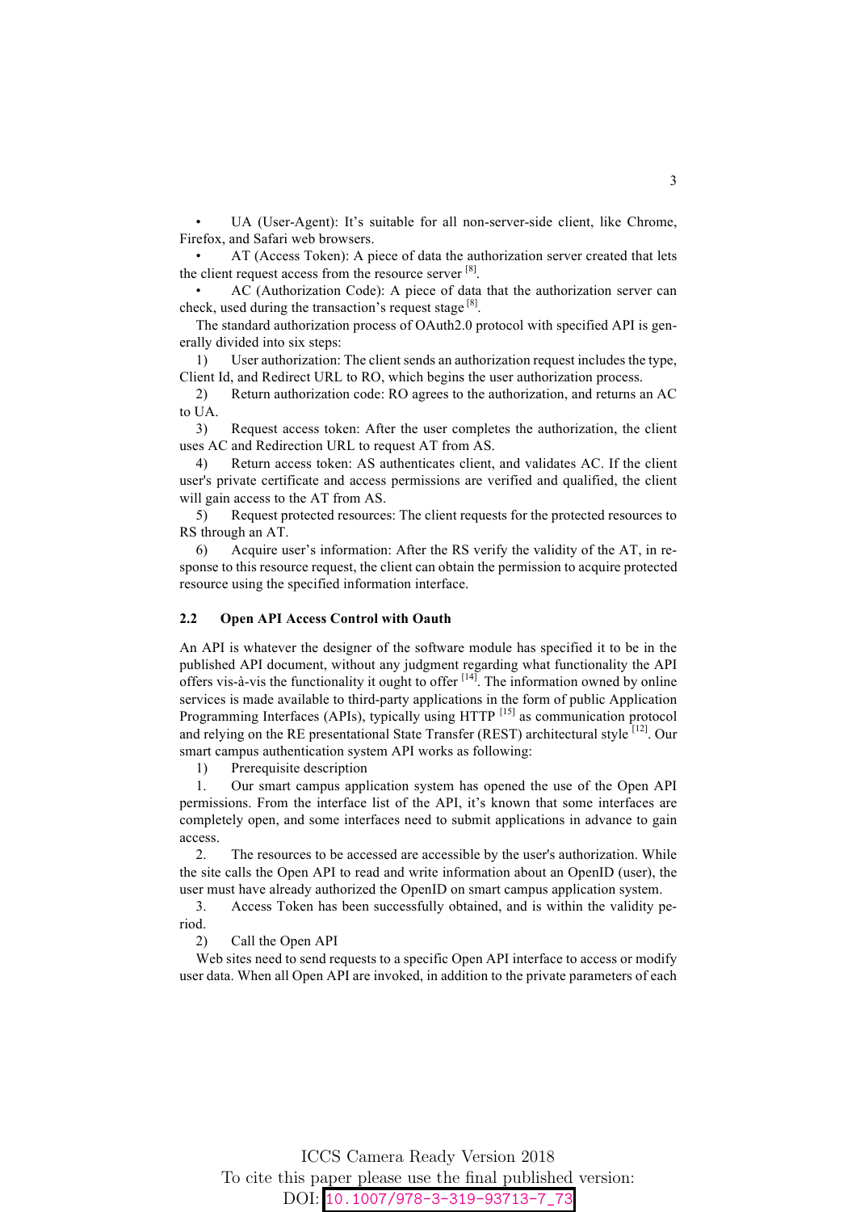- UA (User-Agent): It's suitable for all non-server-side client, like Chrome, Firefox, and Safari web browsers.
- AT (Access Token): A piece of data the authorization server created that lets the client request access from the resource server [8].
- AC (Authorization Code): A piece of data that the authorization server can check, used during the transaction's request stage [8].

The standard authorization process of OAuth2.0 protocol with specified API is generally divided into six steps:

1) User authorization: The client sends an authorization request includes the type, Client Id, and Redirect URL to RO, which begins the user authorization process.

2) Return authorization code: RO agrees to the authorization, and returns an AC to UA.

3) Request access token: After the user completes the authorization, the client uses AC and Redirection URL to request AT from AS.

4) Return access token: AS authenticates client, and validates AC. If the client user's private certificate and access permissions are verified and qualified, the client will gain access to the AT from AS.

5) Request protected resources: The client requests for the protected resources to RS through an AT.

6) Acquire user's information: After the RS verify the validity of the AT, in response to this resource request, the client can obtain the permission to acquire protected resource using the specified information interface.

### 2.2 Open API Access Control with Oauth

An API is whatever the designer of the software module has specified it to be in the published API document, without any judgment regarding what functionality the API offers vis-à-vis the functionality it ought to offer [14]. The information owned by online services is made available to third-party applications in the form of public Application Programming Interfaces (APIs), typically using HTTP [15] as communication protocol and relying on the RE presentational State Transfer (REST) architectural style [12]. Our smart campus authentication system API works as following:

1) Prerequisite description

1. Our smart campus application system has opened the use of the Open API permissions. From the interface list of the API, it's known that some interfaces are completely open, and some interfaces need to submit applications in advance to gain access.

2. The resources to be accessed are accessible by the user's authorization. While the site calls the Open API to read and write information about an OpenID (user), the user must have already authorized the OpenID on smart campus application system.

3. Access Token has been successfully obtained, and is within the validity period.

2) Call the Open API

Web sites need to send requests to a specific Open API interface to access or modify user data. When all Open API are invoked, in addition to the private parameters of each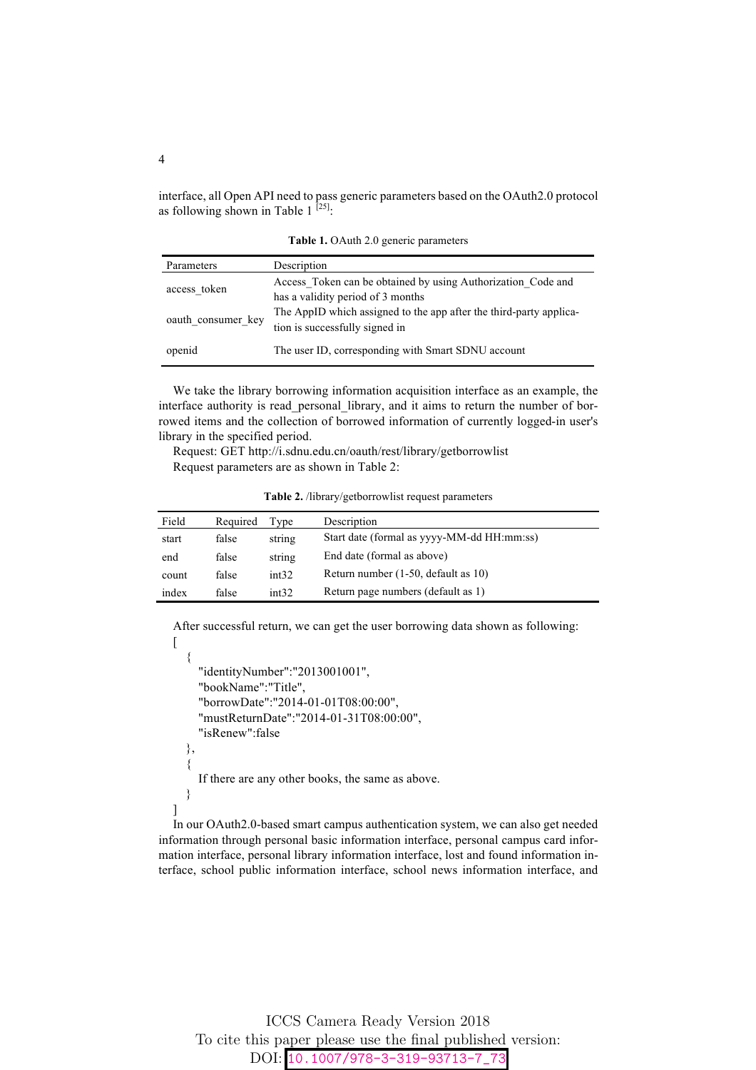interface, all Open API need to pass generic parameters based on the OAuth2.0 protocol as following shown in Table 1 [25]:

**Table 1.** OAuth 2.0 generic parameters

| Parameters | Description |
|---|---|
| access_token | Access_Token can be obtained by using Authorization_Code and has a validity period of 3 months |
| oauth_consumer_key | The AppID which assigned to the app after the third-party application is successfully signed in |
| openid | The user ID, corresponding with Smart SDNU account |

We take the library borrowing information acquisition interface as an example, the interface authority is read_personal_library, and it aims to return the number of borrowed items and the collection of borrowed information of currently logged-in user's library in the specified period.

Request: GET http://i.sdnu.edu.cn/oauth/rest/library/getborrowlist

Request parameters are as shown in Table 2:

**Table 2.** /library/getborrowlist request parameters

| Field | Required | Type | Description |
|---|---|---|---|
| start | false | string | Start date (formal as yyyy-MM-dd HH:mm:ss) |
| end | false | string | End date (formal as above) |
| count | false | int32 | Return number (1-50, default as 10) |
| index | false | int32 | Return page numbers (default as 1) |

After successful return, we can get the user borrowing data shown as following:

```
[
  {
    "identityNumber":"2013001001",
    "bookName":"Title",
    "borrowDate":"2014-01-01T08:00:00",
    "mustReturnDate":"2014-01-31T08:00:00",
    "isRenew":false
  },
  {
    If there are any other books, the same as above.
  }
]
```

In our OAuth2.0-based smart campus authentication system, we can also get needed information through personal basic information interface, personal campus card information interface, personal library information interface, lost and found information interface, school public information interface, school news information interface, and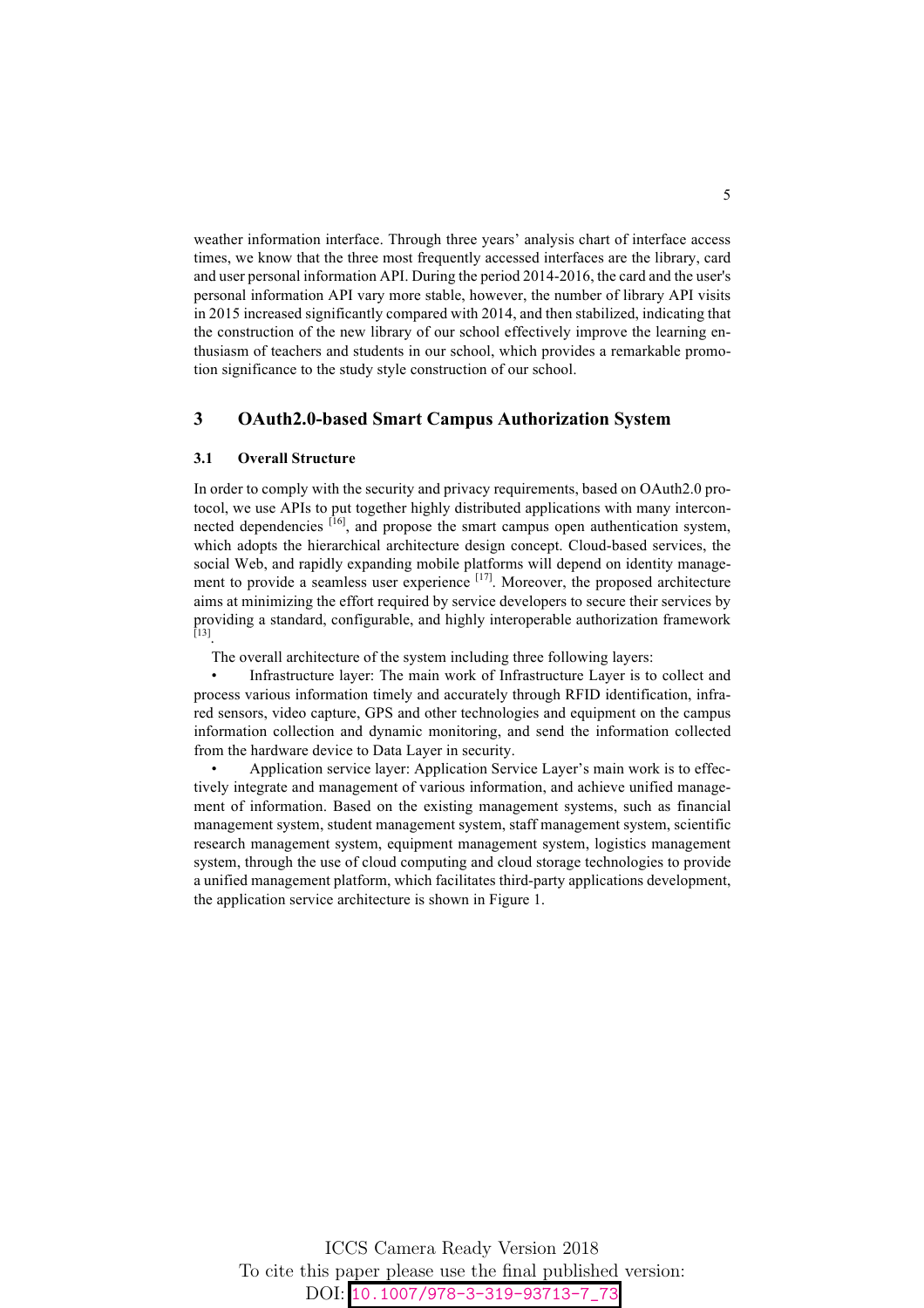weather information interface. Through three years' analysis chart of interface access times, we know that the three most frequently accessed interfaces are the library, card and user personal information API. During the period 2014-2016, the card and the user's personal information API vary more stable, however, the number of library API visits in 2015 increased significantly compared with 2014, and then stabilized, indicating that the construction of the new library of our school effectively improve the learning enthusiasm of teachers and students in our school, which provides a remarkable promotion significance to the study style construction of our school.

## 3 OAuth2.0-based Smart Campus Authorization System

### 3.1 Overall Structure

In order to comply with the security and privacy requirements, based on OAuth2.0 protocol, we use APIs to put together highly distributed applications with many interconnected dependencies [16], and propose the smart campus open authentication system, which adopts the hierarchical architecture design concept. Cloud-based services, the social Web, and rapidly expanding mobile platforms will depend on identity management to provide a seamless user experience [17]. Moreover, the proposed architecture aims at minimizing the effort required by service developers to secure their services by providing a standard, configurable, and highly interoperable authorization framework [13].

The overall architecture of the system including three following layers:

- Infrastructure layer: The main work of Infrastructure Layer is to collect and process various information timely and accurately through RFID identification, infrared sensors, video capture, GPS and other technologies and equipment on the campus information collection and dynamic monitoring, and send the information collected from the hardware device to Data Layer in security.
- Application service layer: Application Service Layer's main work is to effectively integrate and management of various information, and achieve unified management of information. Based on the existing management systems, such as financial management system, student management system, staff management system, scientific research management system, equipment management system, logistics management system, through the use of cloud computing and cloud storage technologies to provide a unified management platform, which facilitates third-party applications development, the application service architecture is shown in Figure 1.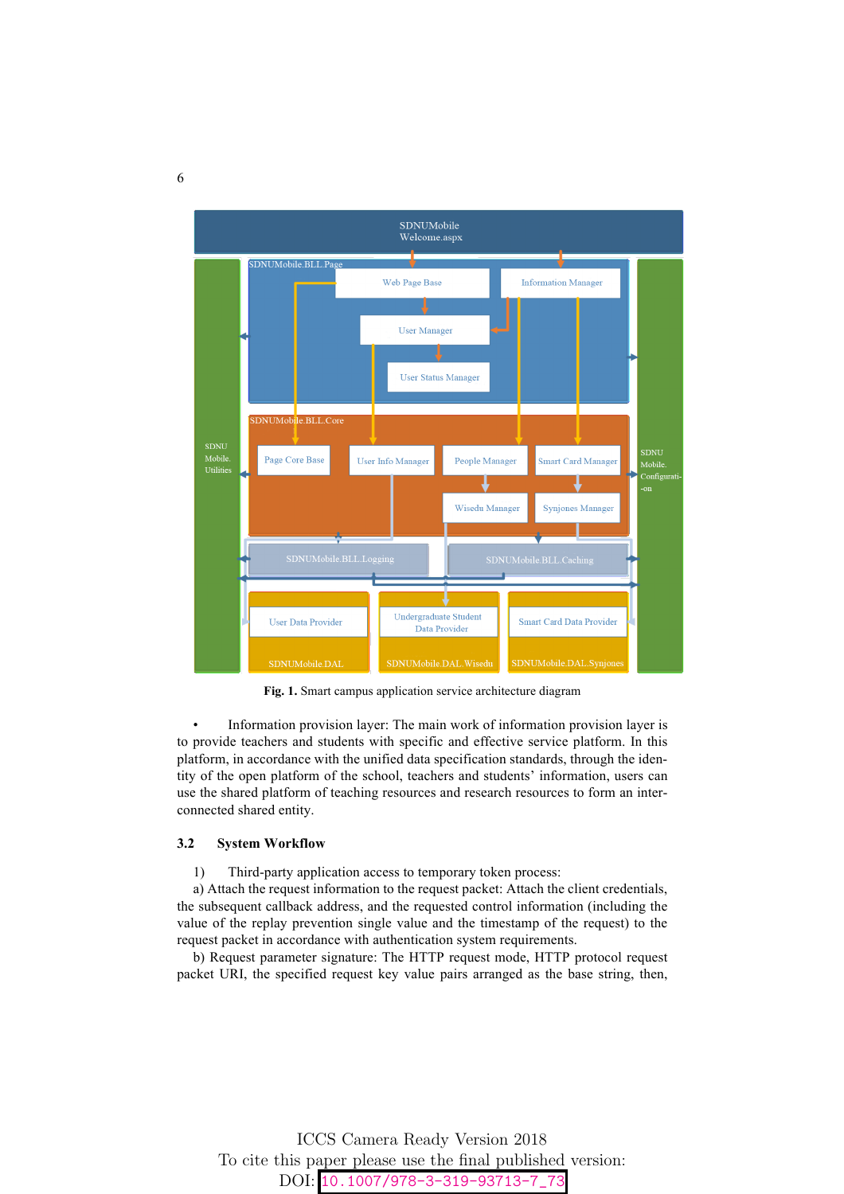**Fig. 1.** Smart campus application service architecture diagram

- Information provision layer: The main work of information provision layer is to provide teachers and students with specific and effective service platform. In this platform, in accordance with the unified data specification standards, through the identity of the open platform of the school, teachers and students' information, users can use the shared platform of teaching resources and research resources to form an interconnected shared entity.

### 3.2 System Workflow

1) Third-party application access to temporary token process:

a) Attach the request information to the request packet: Attach the client credentials, the subsequent callback address, and the requested control information (including the value of the replay prevention single value and the timestamp of the request) to the request packet in accordance with authentication system requirements.

b) Request parameter signature: The HTTP request mode, HTTP protocol request packet URI, the specified request key value pairs arranged as the base string, then,

ICCS Camera Ready Version 2018
To cite this paper please use the final published version:
DOI: 10.1007/978-3-319-93713-7_73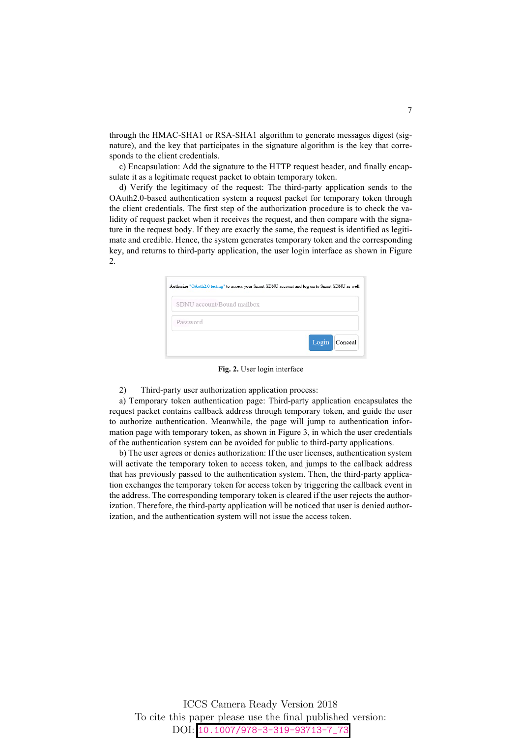through the HMAC-SHA1 or RSA-SHA1 algorithm to generate messages digest (signature), and the key that participates in the signature algorithm is the key that corresponds to the client credentials.

c) Encapsulation: Add the signature to the HTTP request header, and finally encapsulate it as a legitimate request packet to obtain temporary token.

d) Verify the legitimacy of the request: The third-party application sends to the OAuth2.0-based authentication system a request packet for temporary token through the client credentials. The first step of the authorization procedure is to check the validity of request packet when it receives the request, and then compare with the signature in the request body. If they are exactly the same, the request is identified as legitimate and credible. Hence, the system generates temporary token and the corresponding key, and returns to third-party application, the user login interface as shown in Figure 2.

Authorize "OAuth2.0 testing" to access your Smart SDNU account and log on to Smart SDNU as well

SDNU account/Bound mailbox

Password

Login Conceal

**Fig. 2.** User login interface

2) Third-party user authorization application process:

a) Temporary token authentication page: Third-party application encapsulates the request packet contains callback address through temporary token, and guide the user to authorize authentication. Meanwhile, the page will jump to authentication information page with temporary token, as shown in Figure 3, in which the user credentials of the authentication system can be avoided for public to third-party applications.

b) The user agrees or denies authorization: If the user licenses, authentication system will activate the temporary token to access token, and jumps to the callback address that has previously passed to the authentication system. Then, the third-party application exchanges the temporary token for access token by triggering the callback event in the address. The corresponding temporary token is cleared if the user rejects the authorization. Therefore, the third-party application will be noticed that user is denied authorization, and the authentication system will not issue the access token.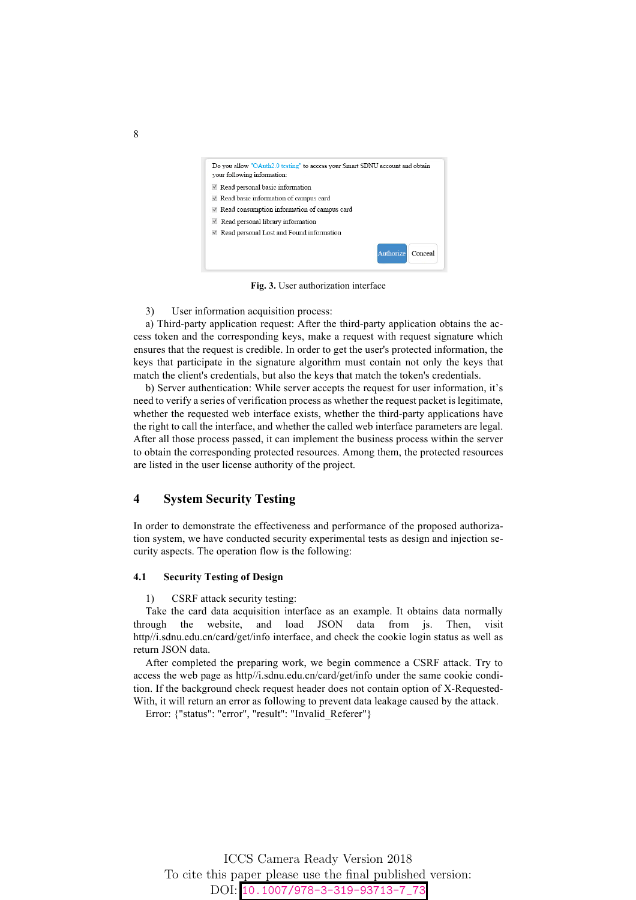Do you allow "OAuth2.0 testing" to access your Smart SDNU account and obtain your following information:

- Read personal basic information
- Read basic information of campus card
- Read consumption information of campus card
- Read personal library information
- Read personal Lost and Found information

Authorize Conceal

**Fig. 3.** User authorization interface

3) User information acquisition process:

a) Third-party application request: After the third-party application obtains the access token and the corresponding keys, make a request with request signature which ensures that the request is credible. In order to get the user's protected information, the keys that participate in the signature algorithm must contain not only the keys that match the client's credentials, but also the keys that match the token's credentials.

b) Server authentication: While server accepts the request for user information, it's need to verify a series of verification process as whether the request packet is legitimate, whether the requested web interface exists, whether the third-party applications have the right to call the interface, and whether the called web interface parameters are legal. After all those process passed, it can implement the business process within the server to obtain the corresponding protected resources. Among them, the protected resources are listed in the user license authority of the project.

## 4 System Security Testing

In order to demonstrate the effectiveness and performance of the proposed authorization system, we have conducted security experimental tests as design and injection security aspects. The operation flow is the following:

### 4.1 Security Testing of Design

1) CSRF attack security testing:

Take the card data acquisition interface as an example. It obtains data normally through the website, and load JSON data from js. Then, visit http//i.sdnu.edu.cn/card/get/info interface, and check the cookie login status as well as return JSON data.

After completed the preparing work, we begin commence a CSRF attack. Try to access the web page as http//i.sdnu.edu.cn/card/get/info under the same cookie condition. If the background check request header does not contain option of X-Requested-With, it will return an error as following to prevent data leakage caused by the attack.

Error: {"status": "error", "result": "Invalid_Referer"}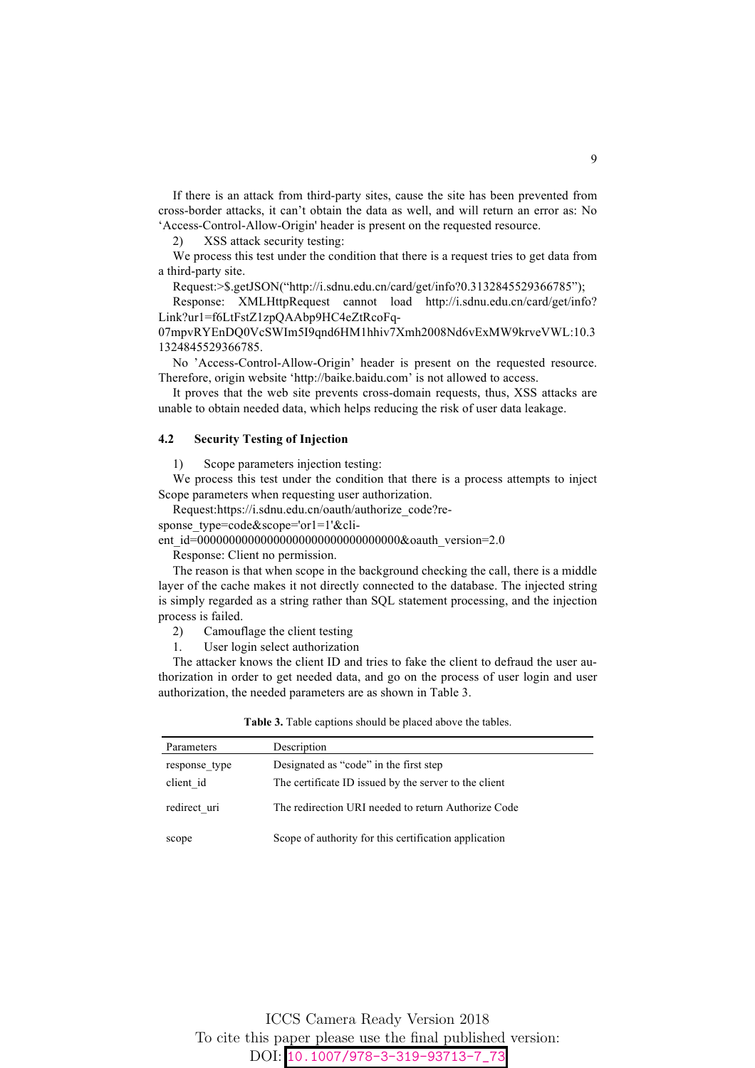If there is an attack from third-party sites, cause the site has been prevented from cross-border attacks, it can't obtain the data as well, and will return an error as: No 'Access-Control-Allow-Origin' header is present on the requested resource.

2) XSS attack security testing:

We process this test under the condition that there is a request tries to get data from a third-party site.

Request:>$.getJSON("http://i.sdnu.edu.cn/card/get/info?0.3132845529366785");

Response: XMLHttpRequest cannot load http://i.sdnu.edu.cn/card/get/info?Link?ur1=f6LtFstZ1zpQAAbp9HC4eZtRcoFq-07mpvRYEnDQ0VcSWIm5I9qnd6HM1hhiv7Xmh2008Nd6vExMW9krveVWL:10.31324845529366785.

No 'Access-Control-Allow-Origin' header is present on the requested resource. Therefore, origin website 'http://baike.baidu.com' is not allowed to access.

It proves that the web site prevents cross-domain requests, thus, XSS attacks are unable to obtain needed data, which helps reducing the risk of user data leakage.

### 4.2 Security Testing of Injection

1) Scope parameters injection testing:

We process this test under the condition that there is a process attempts to inject Scope parameters when requesting user authorization.

Request:https://i.sdnu.edu.cn/oauth/authorize_code?response_type=code&scope='or1=1'&client_id=00000000000000000000000000000000&oauth_version=2.0

Response: Client no permission.

The reason is that when scope in the background checking the call, there is a middle layer of the cache makes it not directly connected to the database. The injected string is simply regarded as a string rather than SQL statement processing, and the injection process is failed.

2) Camouflage the client testing

1. User login select authorization

The attacker knows the client ID and tries to fake the client to defraud the user authorization in order to get needed data, and go on the process of user login and user authorization, the needed parameters are as shown in Table 3.

**Table 3.** Table captions should be placed above the tables.

| Parameters | Description |
|---|---|
| response_type | Designated as "code" in the first step |
| client_id | The certificate ID issued by the server to the client |
| redirect_uri | The redirection URI needed to return Authorize Code |
| scope | Scope of authority for this certification application |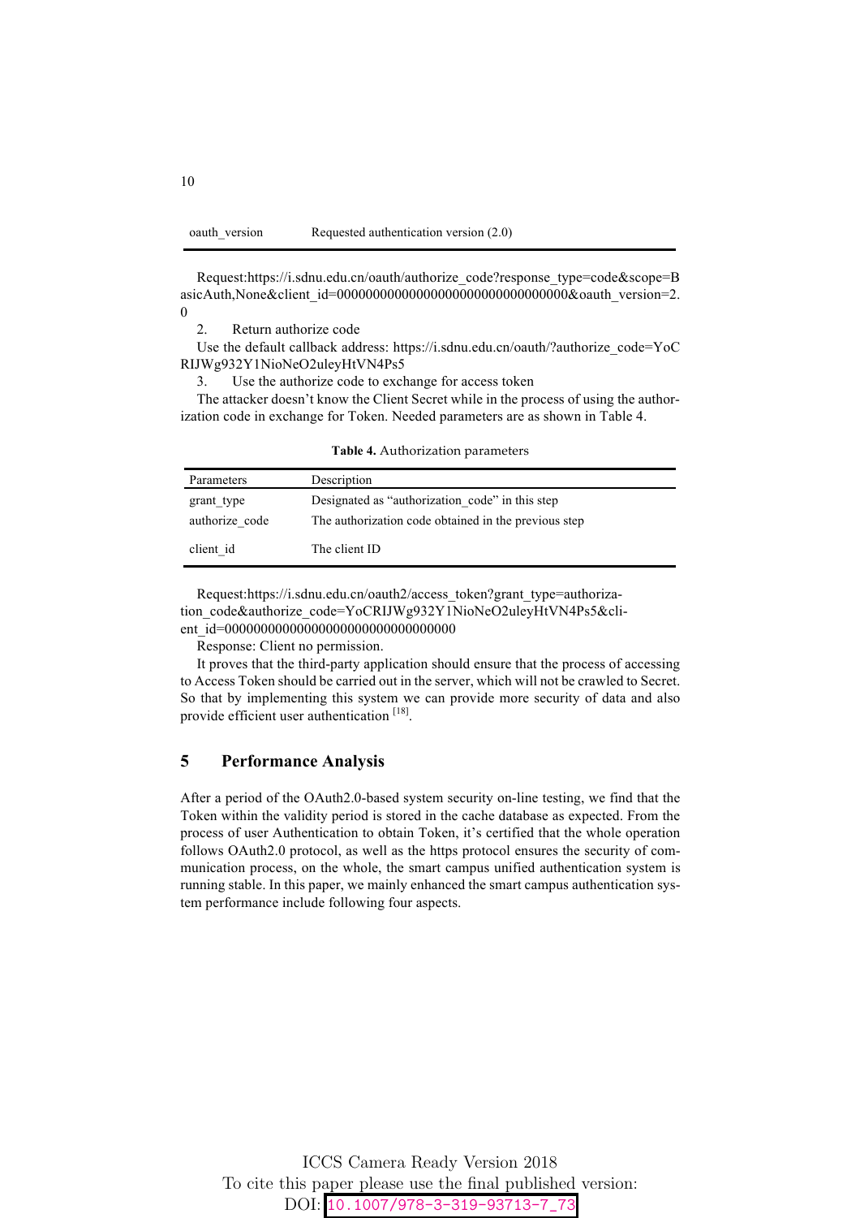| | |
|---|---|
| oauth_version | Requested authentication version (2.0) |

Request:https://i.sdnu.edu.cn/oauth/authorize_code?response_type=code&scope=BasicAuth,None&client_id=00000000000000000000000000000000&oauth_version=2.0

2. Return authorize code

Use the default callback address: https://i.sdnu.edu.cn/oauth/?authorize_code=YoCRIJWg932Y1NioNeO2uleyHtVN4Ps5

3. Use the authorize code to exchange for access token

The attacker doesn't know the Client Secret while in the process of using the authorization code in exchange for Token. Needed parameters are as shown in Table 4.

**Table 4.** Authorization parameters

| Parameters | Description |
|---|---|
| grant_type | Designated as "authorization_code" in this step |
| authorize_code | The authorization code obtained in the previous step |
| client_id | The client ID |

Request:https://i.sdnu.edu.cn/oauth2/access_token?grant_type=authorization_code&authorize_code=YoCRIJWg932Y1NioNeO2uleyHtVN4Ps5&client_id=00000000000000000000000000000000

Response: Client no permission.

It proves that the third-party application should ensure that the process of accessing to Access Token should be carried out in the server, which will not be crawled to Secret. So that by implementing this system we can provide more security of data and also provide efficient user authentication [18].

## 5 Performance Analysis

After a period of the OAuth2.0-based system security on-line testing, we find that the Token within the validity period is stored in the cache database as expected. From the process of user Authentication to obtain Token, it's certified that the whole operation follows OAuth2.0 protocol, as well as the https protocol ensures the security of communication process, on the whole, the smart campus unified authentication system is running stable. In this paper, we mainly enhanced the smart campus authentication system performance include following four aspects.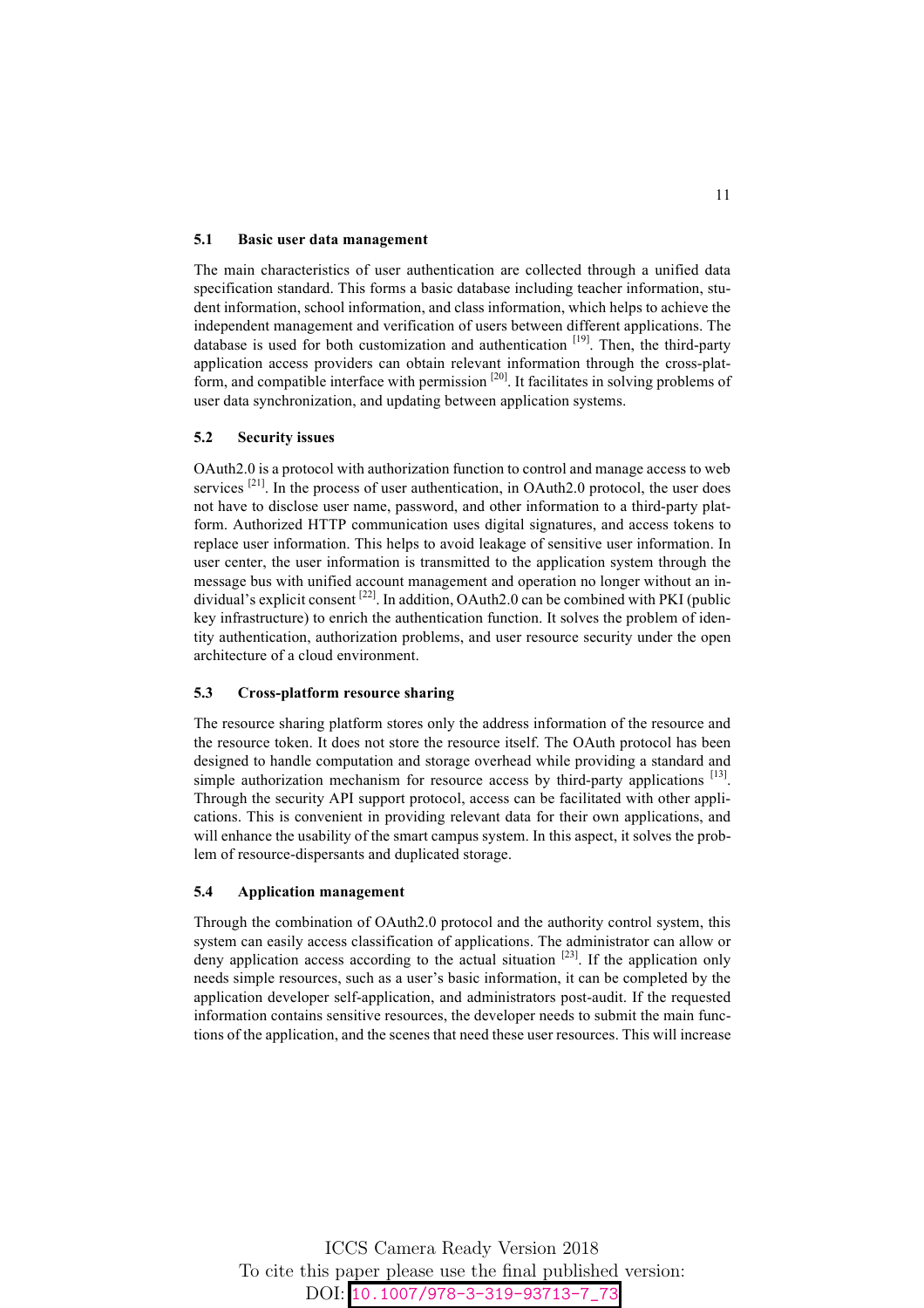### 5.1 Basic user data management

The main characteristics of user authentication are collected through a unified data specification standard. This forms a basic database including teacher information, student information, school information, and class information, which helps to achieve the independent management and verification of users between different applications. The database is used for both customization and authentication [19]. Then, the third-party application access providers can obtain relevant information through the cross-platform, and compatible interface with permission [20]. It facilitates in solving problems of user data synchronization, and updating between application systems.

### 5.2 Security issues

OAuth2.0 is a protocol with authorization function to control and manage access to web services [21]. In the process of user authentication, in OAuth2.0 protocol, the user does not have to disclose user name, password, and other information to a third-party platform. Authorized HTTP communication uses digital signatures, and access tokens to replace user information. This helps to avoid leakage of sensitive user information. In user center, the user information is transmitted to the application system through the message bus with unified account management and operation no longer without an individual's explicit consent [22]. In addition, OAuth2.0 can be combined with PKI (public key infrastructure) to enrich the authentication function. It solves the problem of identity authentication, authorization problems, and user resource security under the open architecture of a cloud environment.

### 5.3 Cross-platform resource sharing

The resource sharing platform stores only the address information of the resource and the resource token. It does not store the resource itself. The OAuth protocol has been designed to handle computation and storage overhead while providing a standard and simple authorization mechanism for resource access by third-party applications [13]. Through the security API support protocol, access can be facilitated with other applications. This is convenient in providing relevant data for their own applications, and will enhance the usability of the smart campus system. In this aspect, it solves the problem of resource-dispersants and duplicated storage.

### 5.4 Application management

Through the combination of OAuth2.0 protocol and the authority control system, this system can easily access classification of applications. The administrator can allow or deny application access according to the actual situation [23]. If the application only needs simple resources, such as a user's basic information, it can be completed by the application developer self-application, and administrators post-audit. If the requested information contains sensitive resources, the developer needs to submit the main functions of the application, and the scenes that need these user resources. This will increase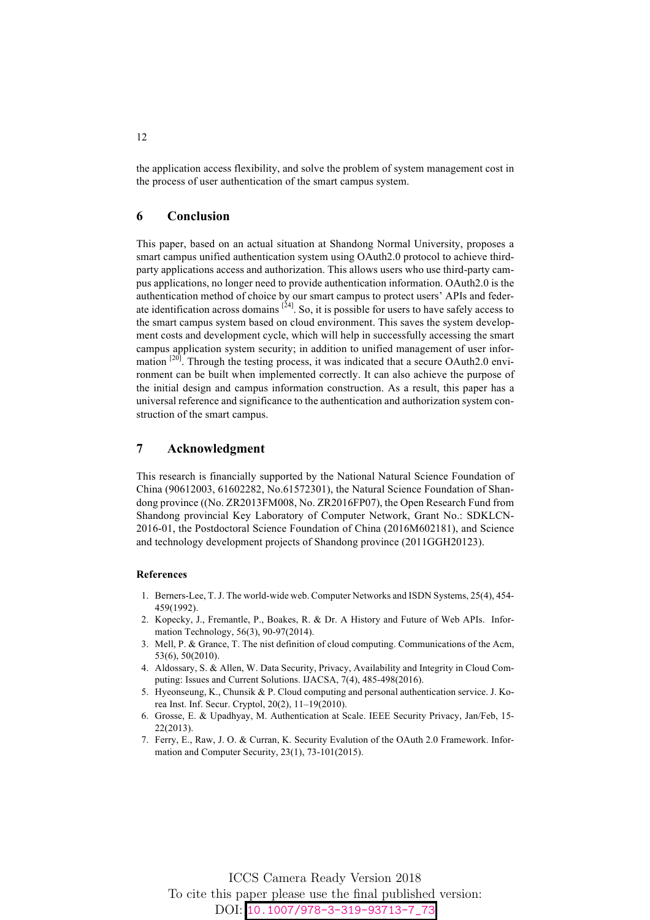the application access flexibility, and solve the problem of system management cost in the process of user authentication of the smart campus system.

## 6 Conclusion

This paper, based on an actual situation at Shandong Normal University, proposes a smart campus unified authentication system using OAuth2.0 protocol to achieve third-party applications access and authorization. This allows users who use third-party campus applications, no longer need to provide authentication information. OAuth2.0 is the authentication method of choice by our smart campus to protect users' APIs and federate identification across domains [24]. So, it is possible for users to have safely access to the smart campus system based on cloud environment. This saves the system development costs and development cycle, which will help in successfully accessing the smart campus application system security; in addition to unified management of user information [20]. Through the testing process, it was indicated that a secure OAuth2.0 environment can be built when implemented correctly. It can also achieve the purpose of the initial design and campus information construction. As a result, this paper has a universal reference and significance to the authentication and authorization system construction of the smart campus.

## 7 Acknowledgment

This research is financially supported by the National Natural Science Foundation of China (90612003, 61602282, No.61572301), the Natural Science Foundation of Shandong province ((No. ZR2013FM008, No. ZR2016FP07), the Open Research Fund from Shandong provincial Key Laboratory of Computer Network, Grant No.: SDKLCN-2016-01, the Postdoctoral Science Foundation of China (2016M602181), and Science and technology development projects of Shandong province (2011GGH20123).

### References

1. Berners-Lee, T. J. The world-wide web. Computer Networks and ISDN Systems, 25(4), 454-459(1992).
2. Kopecky, J., Fremantle, P., Boakes, R. & Dr. A History and Future of Web APIs. Information Technology, 56(3), 90-97(2014).
3. Mell, P. & Grance, T. The nist definition of cloud computing. Communications of the Acm, 53(6), 50(2010).
4. Aldossary, S. & Allen, W. Data Security, Privacy, Availability and Integrity in Cloud Computing: Issues and Current Solutions. IJACSA, 7(4), 485-498(2016).
5. Hyeonseung, K., Chunsik & P. Cloud computing and personal authentication service. J. Korea Inst. Inf. Secur. Cryptol, 20(2), 11–19(2010).
6. Grosse, E. & Upadhyay, M. Authentication at Scale. IEEE Security Privacy, Jan/Feb, 15-22(2013).
7. Ferry, E., Raw, J. O. & Curran, K. Security Evalution of the OAuth 2.0 Framework. Information and Computer Security, 23(1), 73-101(2015).

ICCS Camera Ready Version 2018
To cite this paper please use the final published version:
DOI: 10.1007/978-3-319-93713-7_73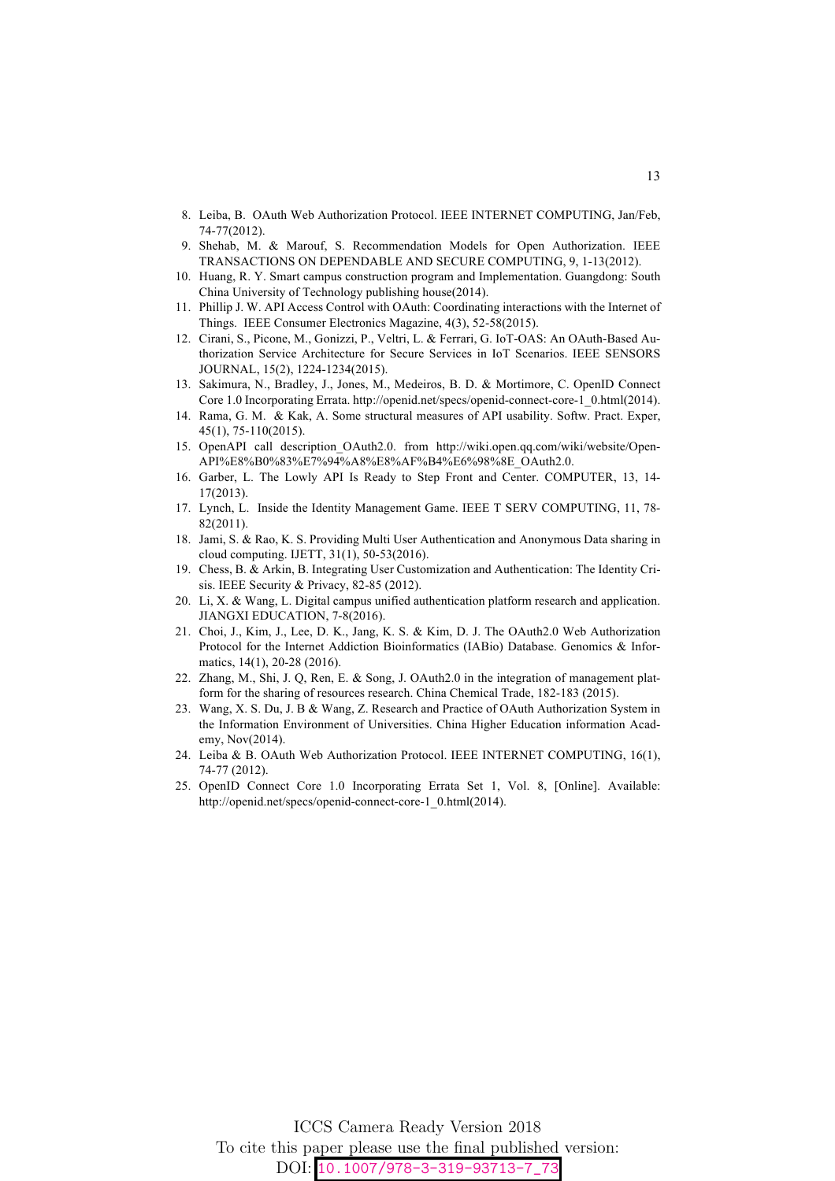8. Leiba, B. OAuth Web Authorization Protocol. IEEE INTERNET COMPUTING, Jan/Feb, 74-77(2012).
9. Shehab, M. & Marouf, S. Recommendation Models for Open Authorization. IEEE TRANSACTIONS ON DEPENDABLE AND SECURE COMPUTING, 9, 1-13(2012).
10. Huang, R. Y. Smart campus construction program and Implementation. Guangdong: South China University of Technology publishing house(2014).
11. Phillip J. W. API Access Control with OAuth: Coordinating interactions with the Internet of Things. IEEE Consumer Electronics Magazine, 4(3), 52-58(2015).
12. Cirani, S., Picone, M., Gonizzi, P., Veltri, L. & Ferrari, G. IoT-OAS: An OAuth-Based Authorization Service Architecture for Secure Services in IoT Scenarios. IEEE SENSORS JOURNAL, 15(2), 1224-1234(2015).
13. Sakimura, N., Bradley, J., Jones, M., Medeeiros, B. D. & Mortimore, C. OpenID Connect Core 1.0 Incorporating Errata. http://openid.net/specs/openid-connect-core-1_0.html(2014).
14. Rama, G. M. & Kak, A. Some structural measures of API usability. Softw. Pract. Exper, 45(1), 75-110(2015).
15. OpenAPI call description_OAuth2.0. from http://wiki.open.qq.com/wiki/website/Open-API%E8%B0%83%E7%94%A8%E8%AF%B4%E6%98%8E_OAuth2.0.
16. Garber, L. The Lowly API Is Ready to Step Front and Center. COMPUTER, 13, 14-17(2013).
17. Lynch, L. Inside the Identity Management Game. IEEE T SERV COMPUTING, 11, 78-82(2011).
18. Jami, S. & Rao, K. S. Providing Multi User Authentication and Anonymous Data sharing in cloud computing. IJETT, 31(1), 50-53(2016).
19. Chess, B. & Arkin, B. Integrating User Customization and Authentication: The Identity Crisis. IEEE Security & Privacy, 82-85 (2012).
20. Li, X. & Wang, L. Digital campus unified authentication platform research and application. JIANGXI EDUCATION, 7-8(2016).
21. Choi, J., Kim, J., Lee, D. K., Jang, K. S. & Kim, D. J. The OAuth2.0 Web Authorization Protocol for the Internet Addiction Bioinformatics (IABio) Database. Genomics & Informatics, 14(1), 20-28 (2016).
22. Zhang, M., Shi, J. Q, Ren, E. & Song, J. OAuth2.0 in the integration of management platform for the sharing of resources research. China Chemical Trade, 182-183 (2015).
23. Wang, X. S. Du, J. B & Wang, Z. Research and Practice of OAuth Authorization System in the Information Environment of Universities. China Higher Education information Academy, Nov(2014).
24. Leiba & B. OAuth Web Authorization Protocol. IEEE INTERNET COMPUTING, 16(1), 74-77 (2012).
25. OpenID Connect Core 1.0 Incorporating Errata Set 1, Vol. 8, [Online]. Available: http://openid.net/specs/openid-connect-core-1_0.html(2014).

ICCS Camera Ready Version 2018
To cite this paper please use the final published version:
DOI: 10.1007/978-3-319-93713-7_73